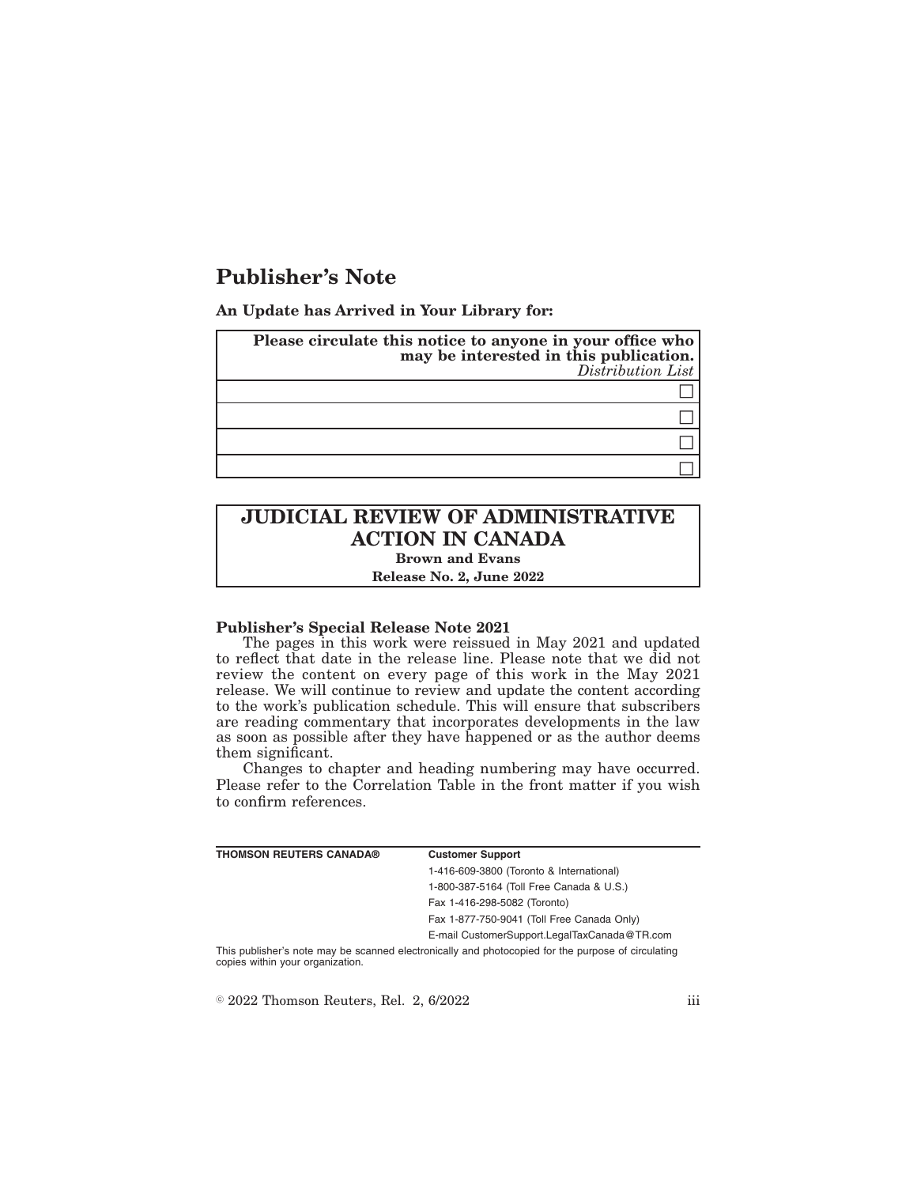# Publisher's Note

**An Update has Arrived in Your Library for:**

| **Please circulate this notice to anyone in your office who may be interested in this publication.** *Distribution List* |
|---|
| ☐ |
| ☐ |
| ☐ |
| ☐ |

## JUDICIAL REVIEW OF ADMINISTRATIVE ACTION IN CANADA

**Brown and Evans**

**Release No. 2, June 2022**

**Publisher's Special Release Note 2021**

The pages in this work were reissued in May 2021 and updated to reflect that date in the release line. Please note that we did not review the content on every page of this work in the May 2021 release. We will continue to review and update the content according to the work's publication schedule. This will ensure that subscribers are reading commentary that incorporates developments in the law as soon as possible after they have happened or as the author deems them significant.

Changes to chapter and heading numbering may have occurred. Please refer to the Correlation Table in the front matter if you wish to confirm references.

| **THOMSON REUTERS CANADA®** | **Customer Support** |
|---|---|
| | 1-416-609-3800 (Toronto & International) |
| | 1-800-387-5164 (Toll Free Canada & U.S.) |
| | Fax 1-416-298-5082 (Toronto) |
| | Fax 1-877-750-9041 (Toll Free Canada Only) |
| | E-mail CustomerSupport.LegalTaxCanada@TR.com |

This publisher's note may be scanned electronically and photocopied for the purpose of circulating copies within your organization.

© 2022 Thomson Reuters, Rel. 2, 6/2022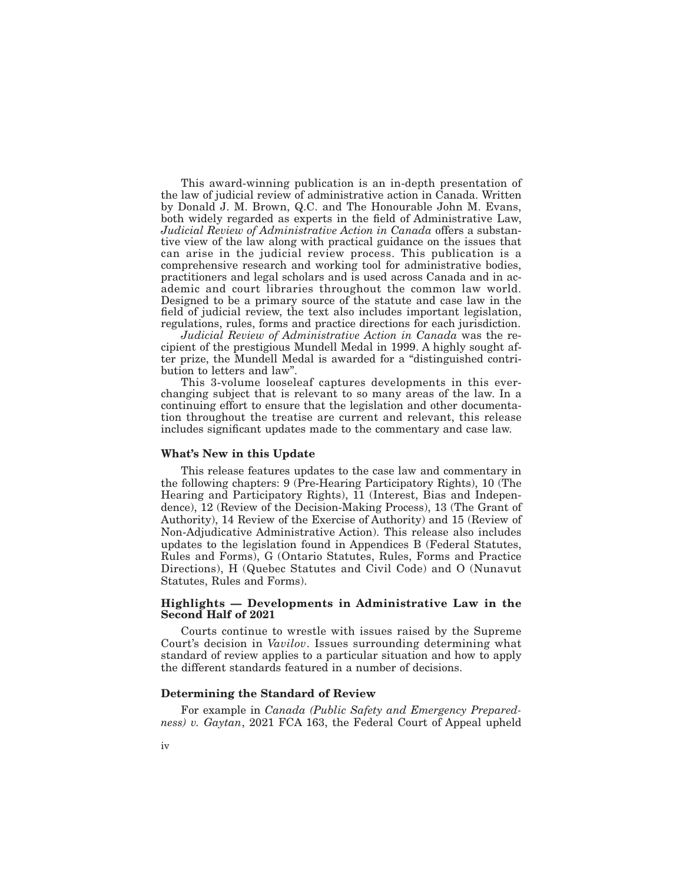This award-winning publication is an in-depth presentation of the law of judicial review of administrative action in Canada. Written by Donald J. M. Brown, Q.C. and The Honourable John M. Evans, both widely regarded as experts in the field of Administrative Law, *Judicial Review of Administrative Action in Canada* offers a substantive view of the law along with practical guidance on the issues that can arise in the judicial review process. This publication is a comprehensive research and working tool for administrative bodies, practitioners and legal scholars and is used across Canada and in academic and court libraries throughout the common law world. Designed to be a primary source of the statute and case law in the field of judicial review, the text also includes important legislation, regulations, rules, forms and practice directions for each jurisdiction.

*Judicial Review of Administrative Action in Canada* was the recipient of the prestigious Mundell Medal in 1999. A highly sought after prize, the Mundell Medal is awarded for a "distinguished contribution to letters and law".

This 3-volume looseleaf captures developments in this ever-changing subject that is relevant to so many areas of the law. In a continuing effort to ensure that the legislation and other documentation throughout the treatise are current and relevant, this release includes significant updates made to the commentary and case law.

**What's New in this Update**

This release features updates to the case law and commentary in the following chapters: 9 (Pre-Hearing Participatory Rights), 10 (The Hearing and Participatory Rights), 11 (Interest, Bias and Independence), 12 (Review of the Decision-Making Process), 13 (The Grant of Authority), 14 Review of the Exercise of Authority) and 15 (Review of Non-Adjudicative Administrative Action). This release also includes updates to the legislation found in Appendices B (Federal Statutes, Rules and Forms), G (Ontario Statutes, Rules, Forms and Practice Directions), H (Quebec Statutes and Civil Code) and O (Nunavut Statutes, Rules and Forms).

**Highlights — Developments in Administrative Law in the Second Half of 2021**

Courts continue to wrestle with issues raised by the Supreme Court's decision in *Vavilov*. Issues surrounding determining what standard of review applies to a particular situation and how to apply the different standards featured in a number of decisions.

**Determining the Standard of Review**

For example in *Canada (Public Safety and Emergency Preparedness) v. Gaytan*, 2021 FCA 163, the Federal Court of Appeal upheld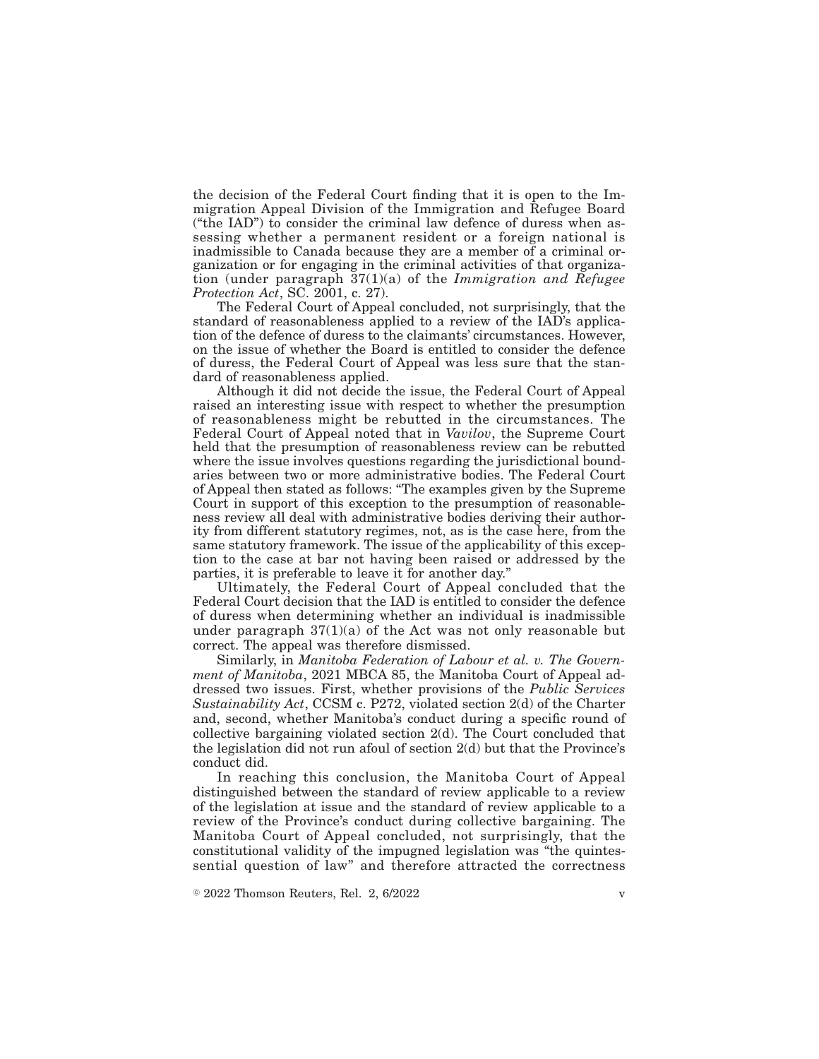the decision of the Federal Court finding that it is open to the Immigration Appeal Division of the Immigration and Refugee Board ("the IAD") to consider the criminal law defence of duress when assessing whether a permanent resident or a foreign national is inadmissible to Canada because they are a member of a criminal organization or for engaging in the criminal activities of that organization (under paragraph 37(1)(a) of the *Immigration and Refugee Protection Act*, SC. 2001, c. 27).

The Federal Court of Appeal concluded, not surprisingly, that the standard of reasonableness applied to a review of the IAD's application of the defence of duress to the claimants' circumstances. However, on the issue of whether the Board is entitled to consider the defence of duress, the Federal Court of Appeal was less sure that the standard of reasonableness applied.

Although it did not decide the issue, the Federal Court of Appeal raised an interesting issue with respect to whether the presumption of reasonableness might be rebutted in the circumstances. The Federal Court of Appeal noted that in *Vavilov*, the Supreme Court held that the presumption of reasonableness review can be rebutted where the issue involves questions regarding the jurisdictional boundaries between two or more administrative bodies. The Federal Court of Appeal then stated as follows: "The examples given by the Supreme Court in support of this exception to the presumption of reasonableness review all deal with administrative bodies deriving their authority from different statutory regimes, not, as is the case here, from the same statutory framework. The issue of the applicability of this exception to the case at bar not having been raised or addressed by the parties, it is preferable to leave it for another day."

Ultimately, the Federal Court of Appeal concluded that the Federal Court decision that the IAD is entitled to consider the defence of duress when determining whether an individual is inadmissible under paragraph 37(1)(a) of the Act was not only reasonable but correct. The appeal was therefore dismissed.

Similarly, in *Manitoba Federation of Labour et al. v. The Government of Manitoba*, 2021 MBCA 85, the Manitoba Court of Appeal addressed two issues. First, whether provisions of the *Public Services Sustainability Act*, CCSM c. P272, violated section 2(d) of the Charter and, second, whether Manitoba's conduct during a specific round of collective bargaining violated section 2(d). The Court concluded that the legislation did not run afoul of section 2(d) but that the Province's conduct did.

In reaching this conclusion, the Manitoba Court of Appeal distinguished between the standard of review applicable to a review of the legislation at issue and the standard of review applicable to a review of the Province's conduct during collective bargaining. The Manitoba Court of Appeal concluded, not surprisingly, that the constitutional validity of the impugned legislation was "the quintessential question of law" and therefore attracted the correctness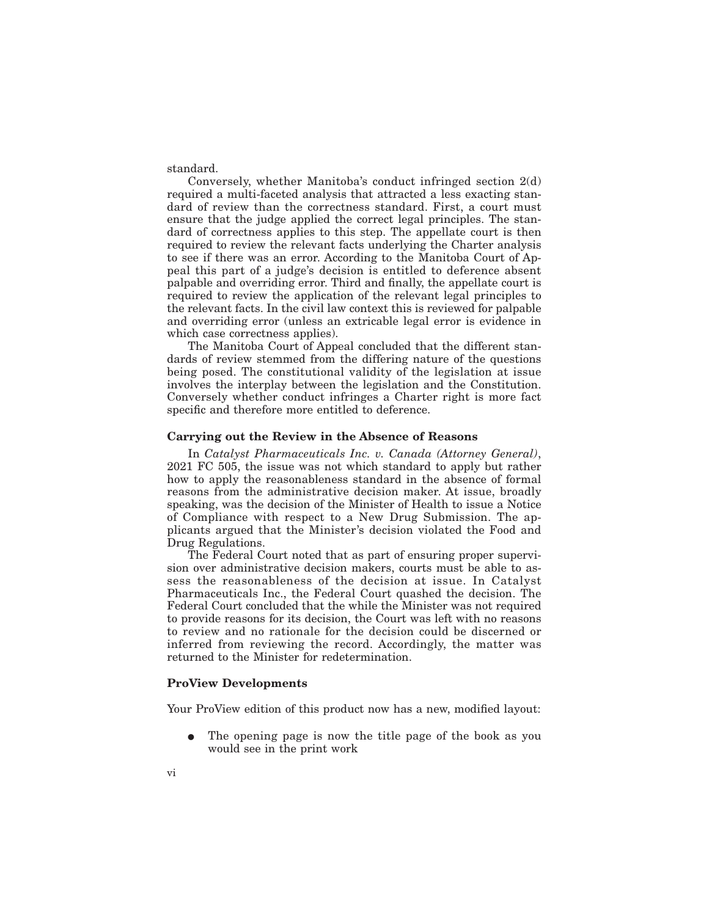standard.

Conversely, whether Manitoba's conduct infringed section 2(d) required a multi-faceted analysis that attracted a less exacting standard of review than the correctness standard. First, a court must ensure that the judge applied the correct legal principles. The standard of correctness applies to this step. The appellate court is then required to review the relevant facts underlying the Charter analysis to see if there was an error. According to the Manitoba Court of Appeal this part of a judge's decision is entitled to deference absent palpable and overriding error. Third and finally, the appellate court is required to review the application of the relevant legal principles to the relevant facts. In the civil law context this is reviewed for palpable and overriding error (unless an extricable legal error is evidence in which case correctness applies).

The Manitoba Court of Appeal concluded that the different standards of review stemmed from the differing nature of the questions being posed. The constitutional validity of the legislation at issue involves the interplay between the legislation and the Constitution. Conversely whether conduct infringes a Charter right is more fact specific and therefore more entitled to deference.

**Carrying out the Review in the Absence of Reasons**

In *Catalyst Pharmaceuticals Inc. v. Canada (Attorney General)*, 2021 FC 505, the issue was not which standard to apply but rather how to apply the reasonableness standard in the absence of formal reasons from the administrative decision maker. At issue, broadly speaking, was the decision of the Minister of Health to issue a Notice of Compliance with respect to a New Drug Submission. The applicants argued that the Minister's decision violated the Food and Drug Regulations.

The Federal Court noted that as part of ensuring proper supervision over administrative decision makers, courts must be able to assess the reasonableness of the decision at issue. In Catalyst Pharmaceuticals Inc., the Federal Court quashed the decision. The Federal Court concluded that the while the Minister was not required to provide reasons for its decision, the Court was left with no reasons to review and no rationale for the decision could be discerned or inferred from reviewing the record. Accordingly, the matter was returned to the Minister for redetermination.

**ProView Developments**

Your ProView edition of this product now has a new, modified layout:

- The opening page is now the title page of the book as you would see in the print work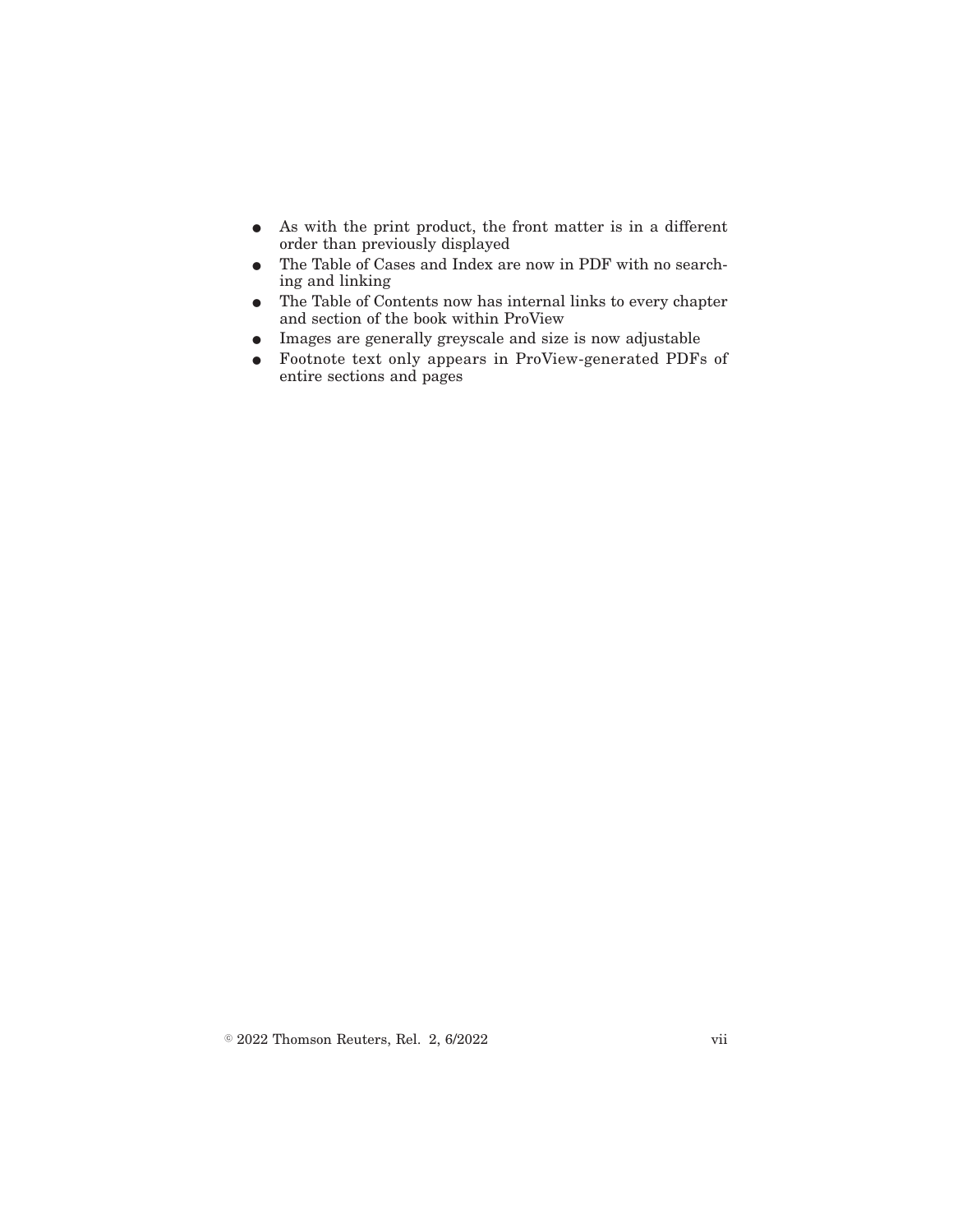- As with the print product, the front matter is in a different order than previously displayed
- The Table of Cases and Index are now in PDF with no searching and linking
- The Table of Contents now has internal links to every chapter and section of the book within ProView
- Images are generally greyscale and size is now adjustable
- Footnote text only appears in ProView-generated PDFs of entire sections and pages